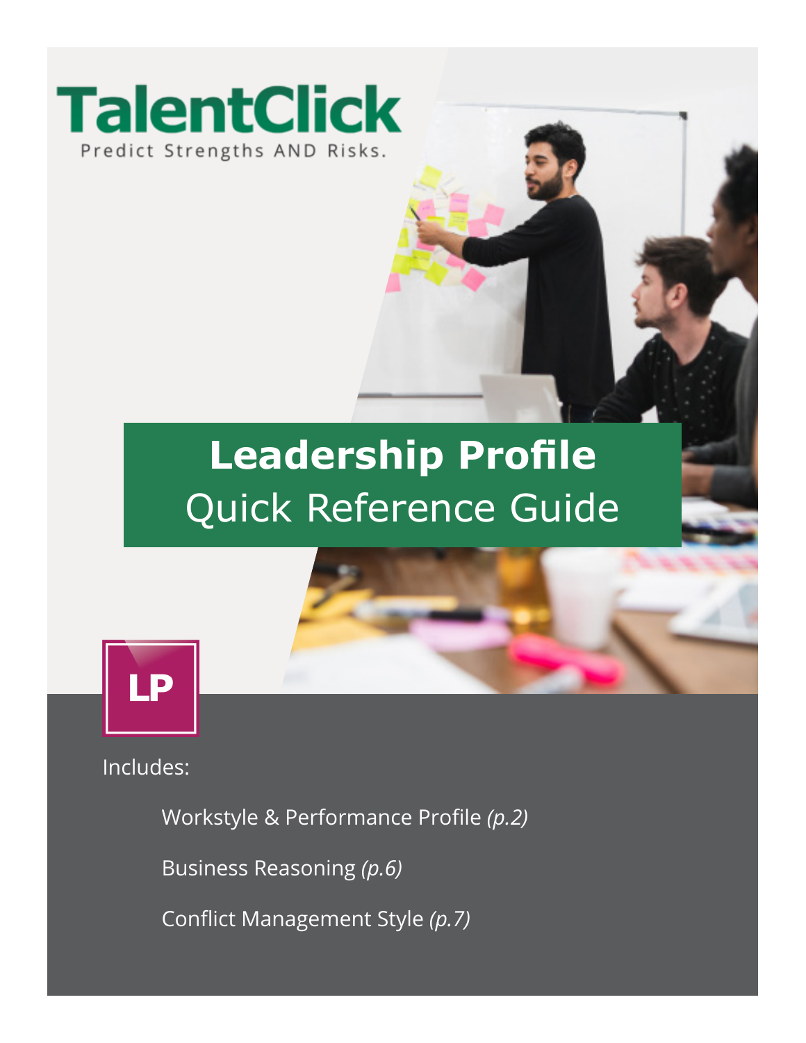TalentClick

Predict Strengths AND Risks.

# Leadership Profile

## Quick Reference Guide

LP

Includes:

- Workstyle & Performance Profile *(p.2)*
- Business Reasoning *(p.6)*
- Conflict Management Style *(p.7)*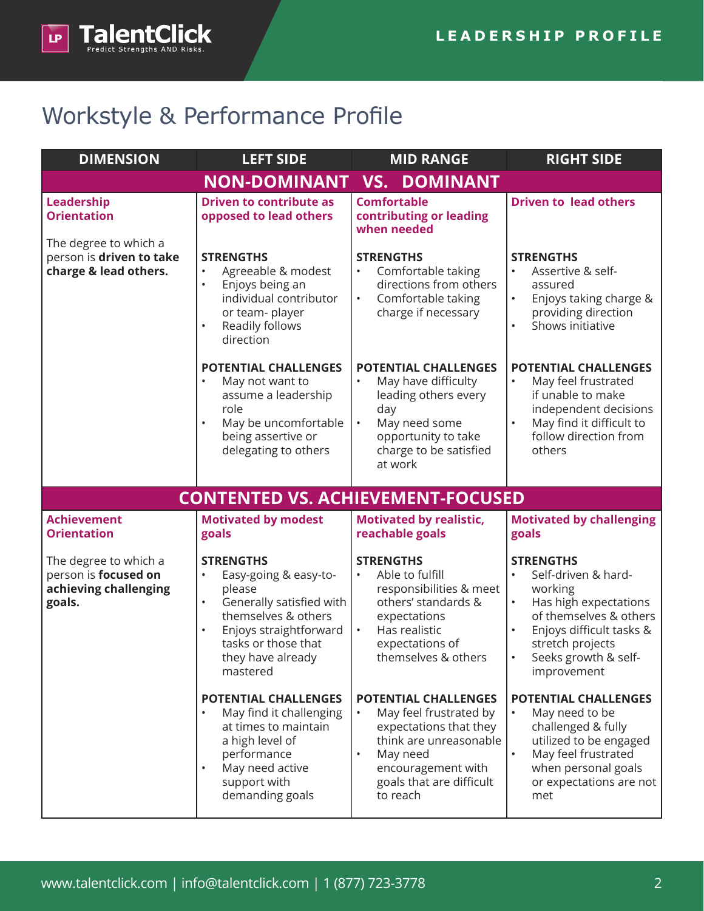# Workstyle & Performance Profile

| DIMENSION | LEFT SIDE | MID RANGE | RIGHT SIDE |
|---|---|---|---|
| **NON-DOMINANT VS. DOMINANT** | | | |
| **Leadership Orientation**<br><br>The degree to which a person is **driven to take charge & lead others.** | **Driven to contribute as opposed to lead others**<br><br>**STRENGTHS**<br>• Agreeable & modest<br>• Enjoys being an individual contributor or team- player<br>• Readily follows direction<br><br>**POTENTIAL CHALLENGES**<br>• May not want to assume a leadership role<br>• May be uncomfortable being assertive or delegating to others | **Comfortable contributing or leading when needed**<br><br>**STRENGTHS**<br>• Comfortable taking directions from others<br>• Comfortable taking charge if necessary<br><br>**POTENTIAL CHALLENGES**<br>• May have difficulty leading others every day<br>• May need some opportunity to take charge to be satisfied at work | **Driven to lead others**<br><br>**STRENGTHS**<br>• Assertive & self-assured<br>• Enjoys taking charge & providing direction<br>• Shows initiative<br><br>**POTENTIAL CHALLENGES**<br>• May feel frustrated if unable to make independent decisions<br>• May find it difficult to follow direction from others |
| **CONTENTED VS. ACHIEVEMENT-FOCUSED** | | | |
| **Achievement Orientation**<br><br>The degree to which a person is **focused on achieving challenging goals.** | **Motivated by modest goals**<br><br>**STRENGTHS**<br>• Easy-going & easy-to-please<br>• Generally satisfied with themselves & others<br>• Enjoys straightforward tasks or those that they have already mastered<br><br>**POTENTIAL CHALLENGES**<br>• May find it challenging at times to maintain a high level of performance<br>• May need active support with demanding goals | **Motivated by realistic, reachable goals**<br><br>**STRENGTHS**<br>• Able to fulfill responsibilities & meet others' standards & expectations<br>• Has realistic expectations of themselves & others<br><br>**POTENTIAL CHALLENGES**<br>• May feel frustrated by expectations that they think are unreasonable<br>• May need encouragement with goals that are difficult to reach | **Motivated by challenging goals**<br><br>**STRENGTHS**<br>• Self-driven & hard-working<br>• Has high expectations of themselves & others<br>• Enjoys difficult tasks & stretch projects<br>• Seeks growth & self-improvement<br><br>**POTENTIAL CHALLENGES**<br>• May need to be challenged & fully utilized to be engaged<br>• May feel frustrated when personal goals or expectations are not met |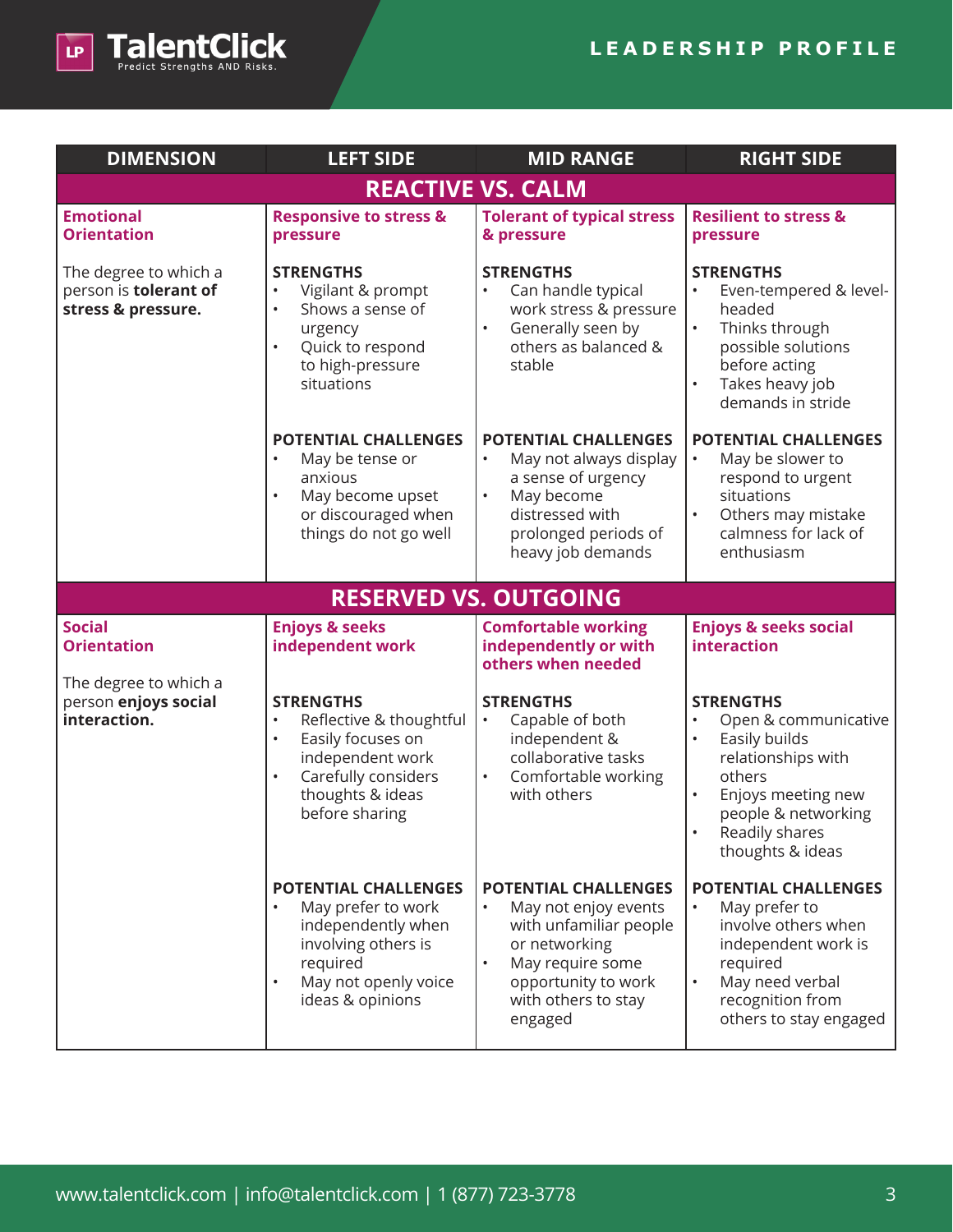| DIMENSION | LEFT SIDE | MID RANGE | RIGHT SIDE |
|---|---|---|---|
| **REACTIVE VS. CALM** | | | |
| **Emotional Orientation**<br><br>The degree to which a person is **tolerant of stress & pressure.** | **Responsive to stress & pressure**<br><br>**STRENGTHS**<br>• Vigilant & prompt<br>• Shows a sense of urgency<br>• Quick to respond to high-pressure situations<br><br>**POTENTIAL CHALLENGES**<br>• May be tense or anxious<br>• May become upset or discouraged when things do not go well | **Tolerant of typical stress & pressure**<br><br>**STRENGTHS**<br>• Can handle typical work stress & pressure<br>• Generally seen by others as balanced & stable<br><br>**POTENTIAL CHALLENGES**<br>• May not always display a sense of urgency<br>• May become distressed with prolonged periods of heavy job demands | **Resilient to stress & pressure**<br><br>**STRENGTHS**<br>• Even-tempered & level-headed<br>• Thinks through possible solutions before acting<br>• Takes heavy job demands in stride<br><br>**POTENTIAL CHALLENGES**<br>• May be slower to respond to urgent situations<br>• Others may mistake calmness for lack of enthusiasm |
| **RESERVED VS. OUTGOING** | | | |
| **Social Orientation**<br><br>The degree to which a person **enjoys social interaction.** | **Enjoys & seeks independent work**<br><br>**STRENGTHS**<br>• Reflective & thoughtful<br>• Easily focuses on independent work<br>• Carefully considers thoughts & ideas before sharing<br><br>**POTENTIAL CHALLENGES**<br>• May prefer to work independently when involving others is required<br>• May not openly voice ideas & opinions | **Comfortable working independently or with others when needed**<br><br>**STRENGTHS**<br>• Capable of both independent & collaborative tasks<br>• Comfortable working with others<br><br>**POTENTIAL CHALLENGES**<br>• May not enjoy events with unfamiliar people or networking<br>• May require some opportunity to work with others to stay engaged | **Enjoys & seeks social interaction**<br><br>**STRENGTHS**<br>• Open & communicative<br>• Easily builds relationships with others<br>• Enjoys meeting new people & networking<br>• Readily shares thoughts & ideas<br><br>**POTENTIAL CHALLENGES**<br>• May prefer to involve others when independent work is required<br>• May need verbal recognition from others to stay engaged |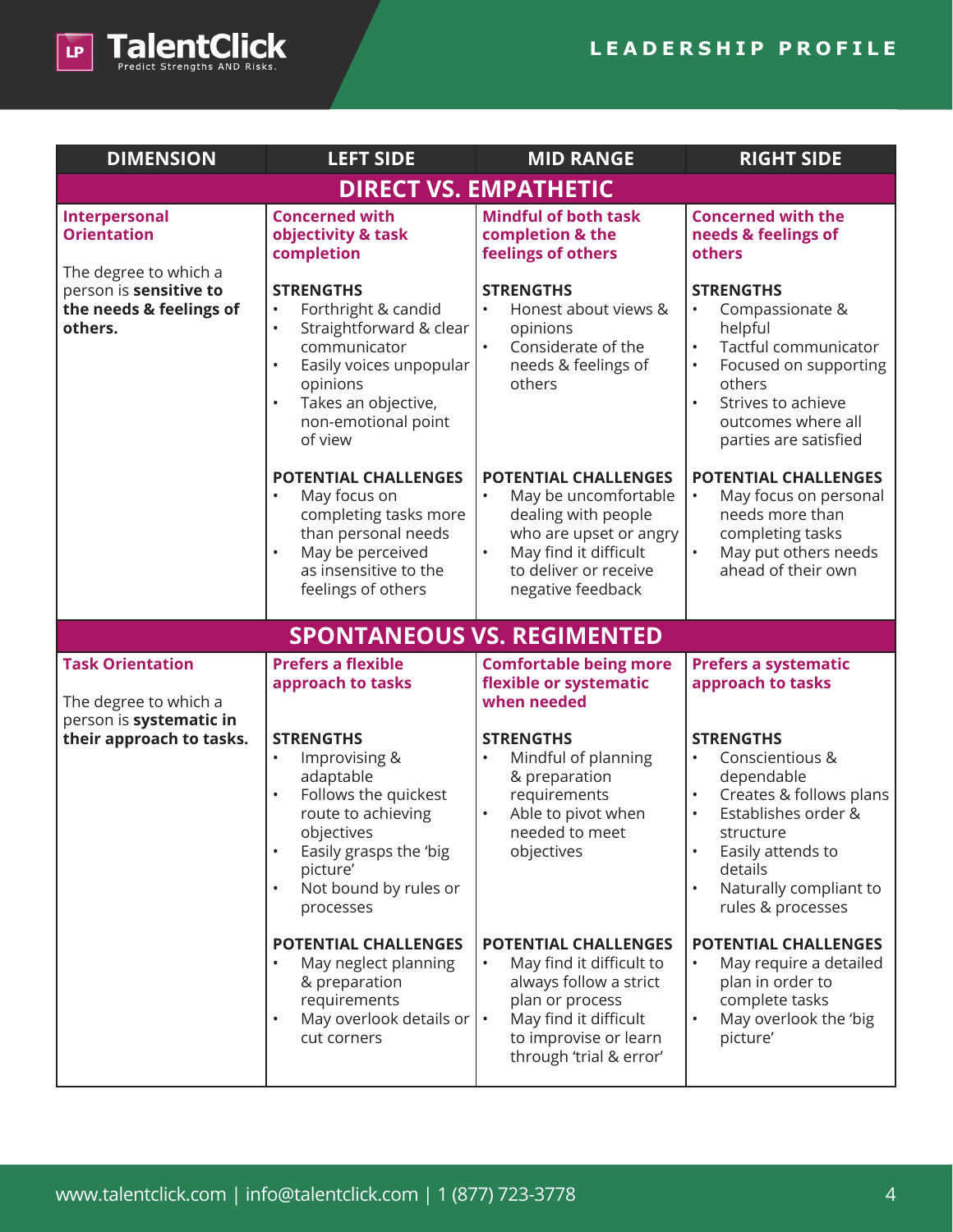| DIMENSION | LEFT SIDE | MID RANGE | RIGHT SIDE |
|---|---|---|---|
| **DIRECT VS. EMPATHETIC** | | | |
| **Interpersonal Orientation**<br><br>The degree to which a person is **sensitive to the needs & feelings of others.** | **Concerned with objectivity & task completion**<br><br>**STRENGTHS**<br>• Forthright & candid<br>• Straightforward & clear communicator<br>• Easily voices unpopular opinions<br>• Takes an objective, non-emotional point of view<br><br>**POTENTIAL CHALLENGES**<br>• May focus on completing tasks more than personal needs<br>• May be perceived as insensitive to the feelings of others | **Mindful of both task completion & the feelings of others**<br><br>**STRENGTHS**<br>• Honest about views & opinions<br>• Considerate of the needs & feelings of others<br><br>**POTENTIAL CHALLENGES**<br>• May be uncomfortable dealing with people who are upset or angry<br>• May find it difficult to deliver or receive negative feedback | **Concerned with the needs & feelings of others**<br><br>**STRENGTHS**<br>• Compassionate & helpful<br>• Tactful communicator<br>• Focused on supporting others<br>• Strives to achieve outcomes where all parties are satisfied<br><br>**POTENTIAL CHALLENGES**<br>• May focus on personal needs more than completing tasks<br>• May put others needs ahead of their own |
| **SPONTANEOUS VS. REGIMENTED** | | | |
| **Task Orientation**<br><br>The degree to which a person is **systematic in their approach to tasks.** | **Prefers a flexible approach to tasks**<br><br>**STRENGTHS**<br>• Improvising & adaptable<br>• Follows the quickest route to achieving objectives<br>• Easily grasps the 'big picture'<br>• Not bound by rules or processes<br><br>**POTENTIAL CHALLENGES**<br>• May neglect planning & preparation requirements<br>• May overlook details or cut corners | **Comfortable being more flexible or systematic when needed**<br><br>**STRENGTHS**<br>• Mindful of planning & preparation requirements<br>• Able to pivot when needed to meet objectives<br><br>**POTENTIAL CHALLENGES**<br>• May find it difficult to always follow a strict plan or process<br>• May find it difficult to improvise or learn through 'trial & error' | **Prefers a systematic approach to tasks**<br><br>**STRENGTHS**<br>• Conscientious & dependable<br>• Creates & follows plans<br>• Establishes order & structure<br>• Easily attends to details<br>• Naturally compliant to rules & processes<br><br>**POTENTIAL CHALLENGES**<br>• May require a detailed plan in order to complete tasks<br>• May overlook the 'big picture' |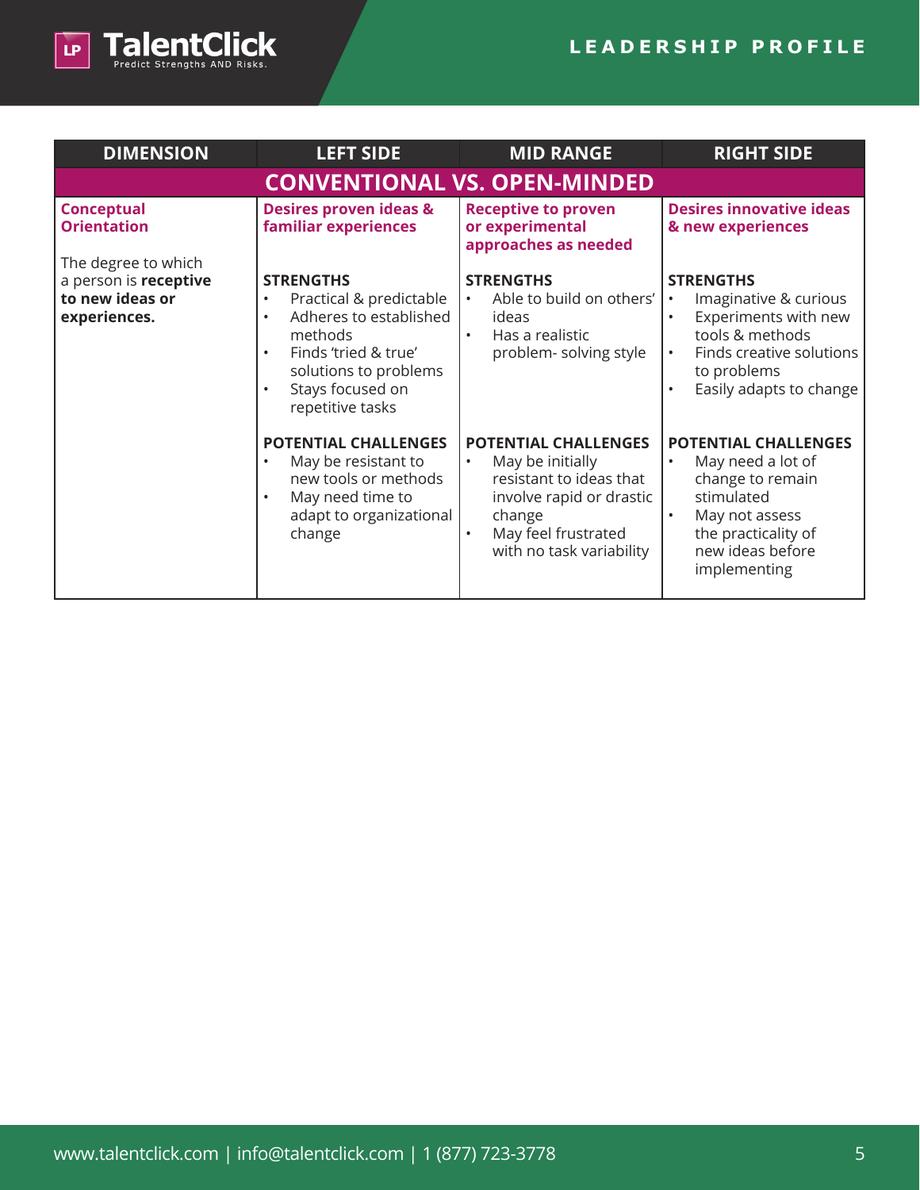| DIMENSION | LEFT SIDE | MID RANGE | RIGHT SIDE |
|---|---|---|---|
| **CONVENTIONAL VS. OPEN-MINDED** | | | |
| **Conceptual Orientation**<br><br>The degree to which a person is **receptive to new ideas or experiences.** | **Desires proven ideas & familiar experiences**<br><br>**STRENGTHS**<br>• Practical & predictable<br>• Adheres to established methods<br>• Finds 'tried & true' solutions to problems<br>• Stays focused on repetitive tasks<br><br>**POTENTIAL CHALLENGES**<br>• May be resistant to new tools or methods<br>• May need time to adapt to organizational change | **Receptive to proven or experimental approaches as needed**<br><br>**STRENGTHS**<br>• Able to build on others' ideas<br>• Has a realistic problem- solving style<br><br>**POTENTIAL CHALLENGES**<br>• May be initially resistant to ideas that involve rapid or drastic change<br>• May feel frustrated with no task variability | **Desires innovative ideas & new experiences**<br><br>**STRENGTHS**<br>• Imaginative & curious<br>• Experiments with new tools & methods<br>• Finds creative solutions to problems<br>• Easily adapts to change<br><br>**POTENTIAL CHALLENGES**<br>• May need a lot of change to remain stimulated<br>• May not assess the practicality of new ideas before implementing |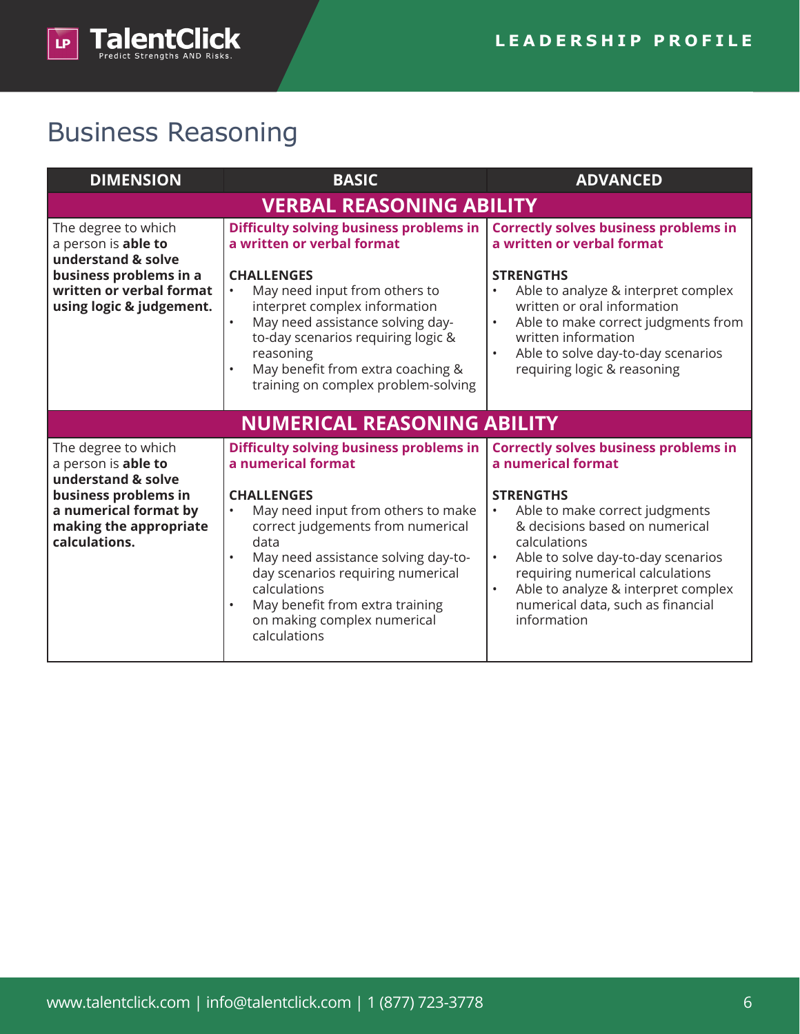# Business Reasoning

| DIMENSION | BASIC | ADVANCED |
| --- | --- | --- |
| **VERBAL REASONING ABILITY** | | |
| The degree to which a person is **able to understand & solve business problems in a written or verbal format using logic & judgement.** | **Difficulty solving business problems in a written or verbal format**<br><br>**CHALLENGES**<br>• May need input from others to interpret complex information<br>• May need assistance solving day-to-day scenarios requiring logic & reasoning<br>• May benefit from extra coaching & training on complex problem-solving | **Correctly solves business problems in a written or verbal format**<br><br>**STRENGTHS**<br>• Able to analyze & interpret complex written or oral information<br>• Able to make correct judgments from written information<br>• Able to solve day-to-day scenarios requiring logic & reasoning |
| **NUMERICAL REASONING ABILITY** | | |
| The degree to which a person is **able to understand & solve business problems in a numerical format by making the appropriate calculations.** | **Difficulty solving business problems in a numerical format**<br><br>**CHALLENGES**<br>• May need input from others to make correct judgements from numerical data<br>• May need assistance solving day-to-day scenarios requiring numerical calculations<br>• May benefit from extra training on making complex numerical calculations | **Correctly solves business problems in a numerical format**<br><br>**STRENGTHS**<br>• Able to make correct judgments & decisions based on numerical calculations<br>• Able to solve day-to-day scenarios requiring numerical calculations<br>• Able to analyze & interpret complex numerical data, such as financial information |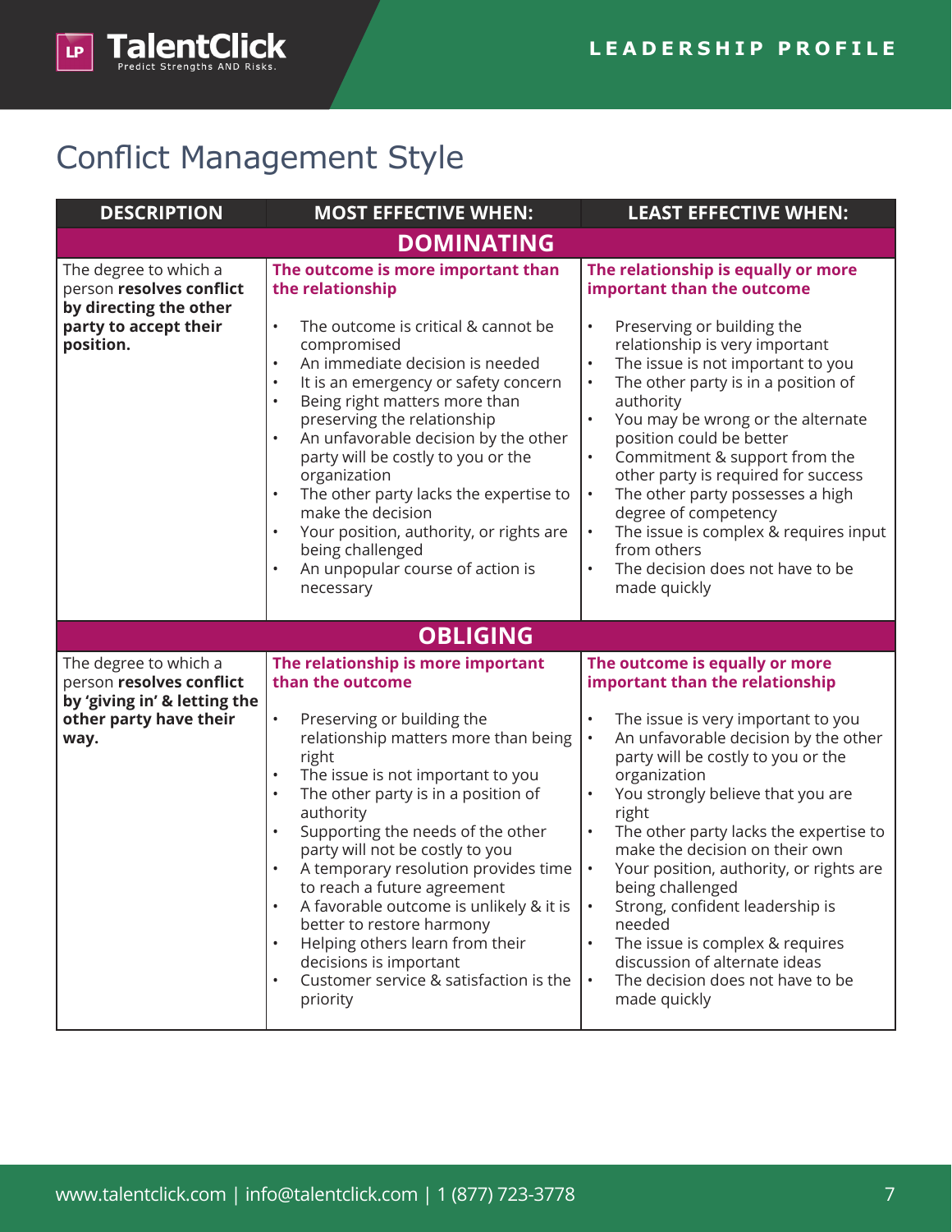## Conflict Management Style

| DESCRIPTION | MOST EFFECTIVE WHEN: | LEAST EFFECTIVE WHEN: |
|---|---|---|
| **DOMINATING** | | |
| The degree to which a person **resolves conflict by directing the other party to accept their position.** | **The outcome is more important than the relationship**<br><br>• The outcome is critical & cannot be compromised<br>• An immediate decision is needed<br>• It is an emergency or safety concern<br>• Being right matters more than preserving the relationship<br>• An unfavorable decision by the other party will be costly to you or the organization<br>• The other party lacks the expertise to make the decision<br>• Your position, authority, or rights are being challenged<br>• An unpopular course of action is necessary | **The relationship is equally or more important than the outcome**<br><br>• Preserving or building the relationship is very important<br>• The issue is not important to you<br>• The other party is in a position of authority<br>• You may be wrong or the alternate position could be better<br>• Commitment & support from the other party is required for success<br>• The other party possesses a high degree of competency<br>• The issue is complex & requires input from others<br>• The decision does not have to be made quickly |
| **OBLIGING** | | |
| The degree to which a person **resolves conflict by 'giving in' & letting the other party have their way.** | **The relationship is more important than the outcome**<br><br>• Preserving or building the relationship matters more than being right<br>• The issue is not important to you<br>• The other party is in a position of authority<br>• Supporting the needs of the other party will not be costly to you<br>• A temporary resolution provides time to reach a future agreement<br>• A favorable outcome is unlikely & it is better to restore harmony<br>• Helping others learn from their decisions is important<br>• Customer service & satisfaction is the priority | **The outcome is equally or more important than the relationship**<br><br>• The issue is very important to you<br>• An unfavorable decision by the other party will be costly to you or the organization<br>• You strongly believe that you are right<br>• The other party lacks the expertise to make the decision on their own<br>• Your position, authority, or rights are being challenged<br>• Strong, confident leadership is needed<br>• The issue is complex & requires discussion of alternate ideas<br>• The decision does not have to be made quickly |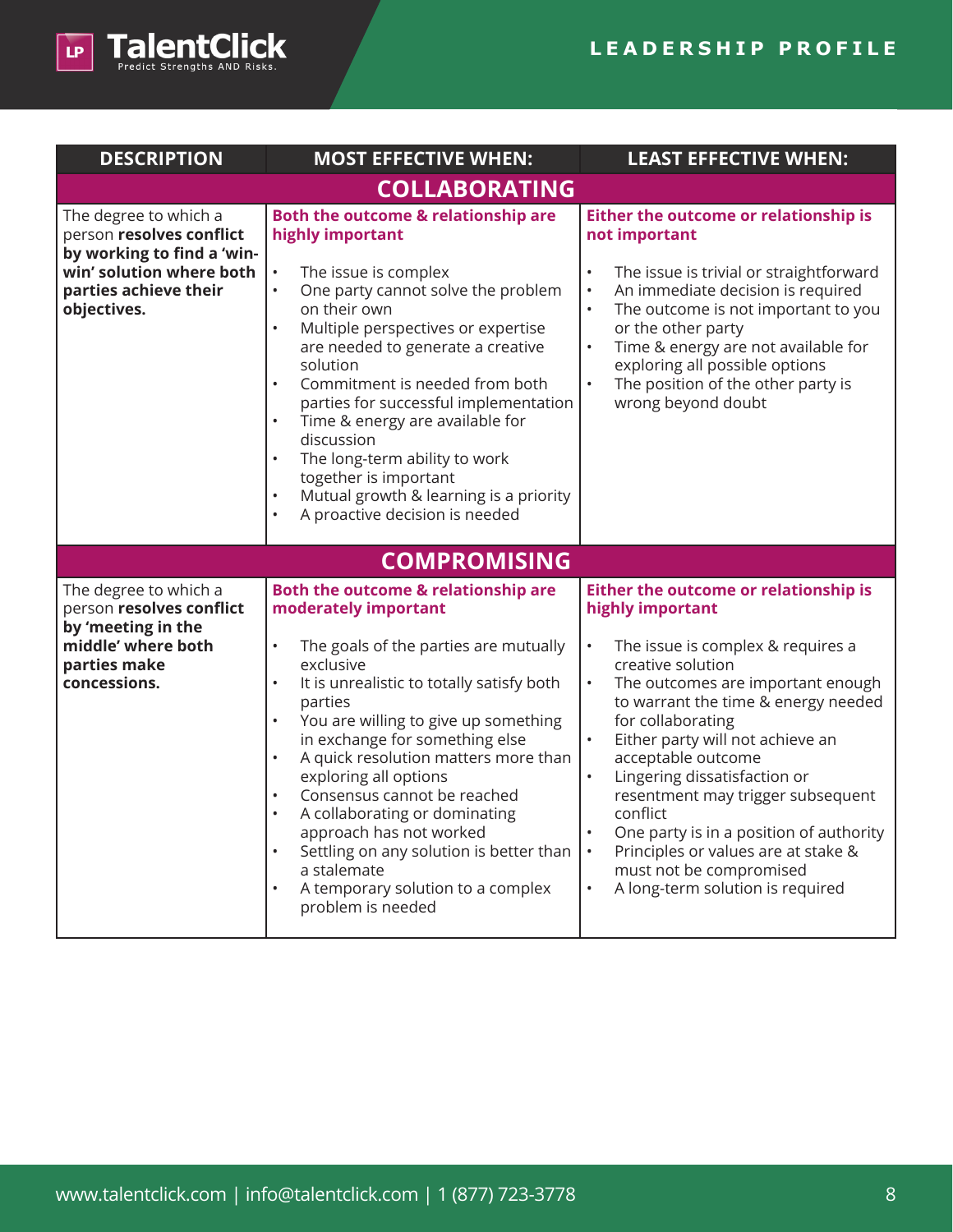| DESCRIPTION | MOST EFFECTIVE WHEN: | LEAST EFFECTIVE WHEN: |
|---|---|---|
| **COLLABORATING** | | |
| The degree to which a person **resolves conflict by working to find a 'win-win' solution where both parties achieve their objectives.** | **Both the outcome & relationship are highly important**<br><br>• The issue is complex<br>• One party cannot solve the problem on their own<br>• Multiple perspectives or expertise are needed to generate a creative solution<br>• Commitment is needed from both parties for successful implementation<br>• Time & energy are available for discussion<br>• The long-term ability to work together is important<br>• Mutual growth & learning is a priority<br>• A proactive decision is needed | **Either the outcome or relationship is not important**<br><br>• The issue is trivial or straightforward<br>• An immediate decision is required<br>• The outcome is not important to you or the other party<br>• Time & energy are not available for exploring all possible options<br>• The position of the other party is wrong beyond doubt |
| **COMPROMISING** | | |
| The degree to which a person **resolves conflict by 'meeting in the middle' where both parties make concessions.** | **Both the outcome & relationship are moderately important**<br><br>• The goals of the parties are mutually exclusive<br>• It is unrealistic to totally satisfy both parties<br>• You are willing to give up something in exchange for something else<br>• A quick resolution matters more than exploring all options<br>• Consensus cannot be reached<br>• A collaborating or dominating approach has not worked<br>• Settling on any solution is better than a stalemate<br>• A temporary solution to a complex problem is needed | **Either the outcome or relationship is highly important**<br><br>• The issue is complex & requires a creative solution<br>• The outcomes are important enough to warrant the time & energy needed for collaborating<br>• Either party will not achieve an acceptable outcome<br>• Lingering dissatisfaction or resentment may trigger subsequent conflict<br>• One party is in a position of authority<br>• Principles or values are at stake & must not be compromised<br>• A long-term solution is required |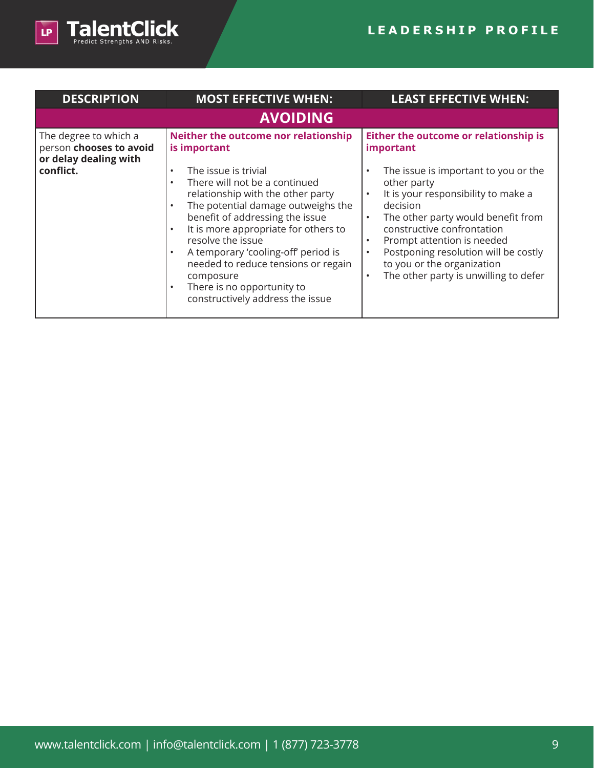| DESCRIPTION | MOST EFFECTIVE WHEN: | LEAST EFFECTIVE WHEN: |
|---|---|---|
| **AVOIDING** | | |
| The degree to which a person **chooses to avoid or delay dealing with conflict.** | **Neither the outcome nor relationship is important**<br>• The issue is trivial<br>• There will not be a continued relationship with the other party<br>• The potential damage outweighs the benefit of addressing the issue<br>• It is more appropriate for others to resolve the issue<br>• A temporary 'cooling-off' period is needed to reduce tensions or regain composure<br>• There is no opportunity to constructively address the issue | **Either the outcome or relationship is important**<br>• The issue is important to you or the other party<br>• It is your responsibility to make a decision<br>• The other party would benefit from constructive confrontation<br>• Prompt attention is needed<br>• Postponing resolution will be costly to you or the organization<br>• The other party is unwilling to defer |